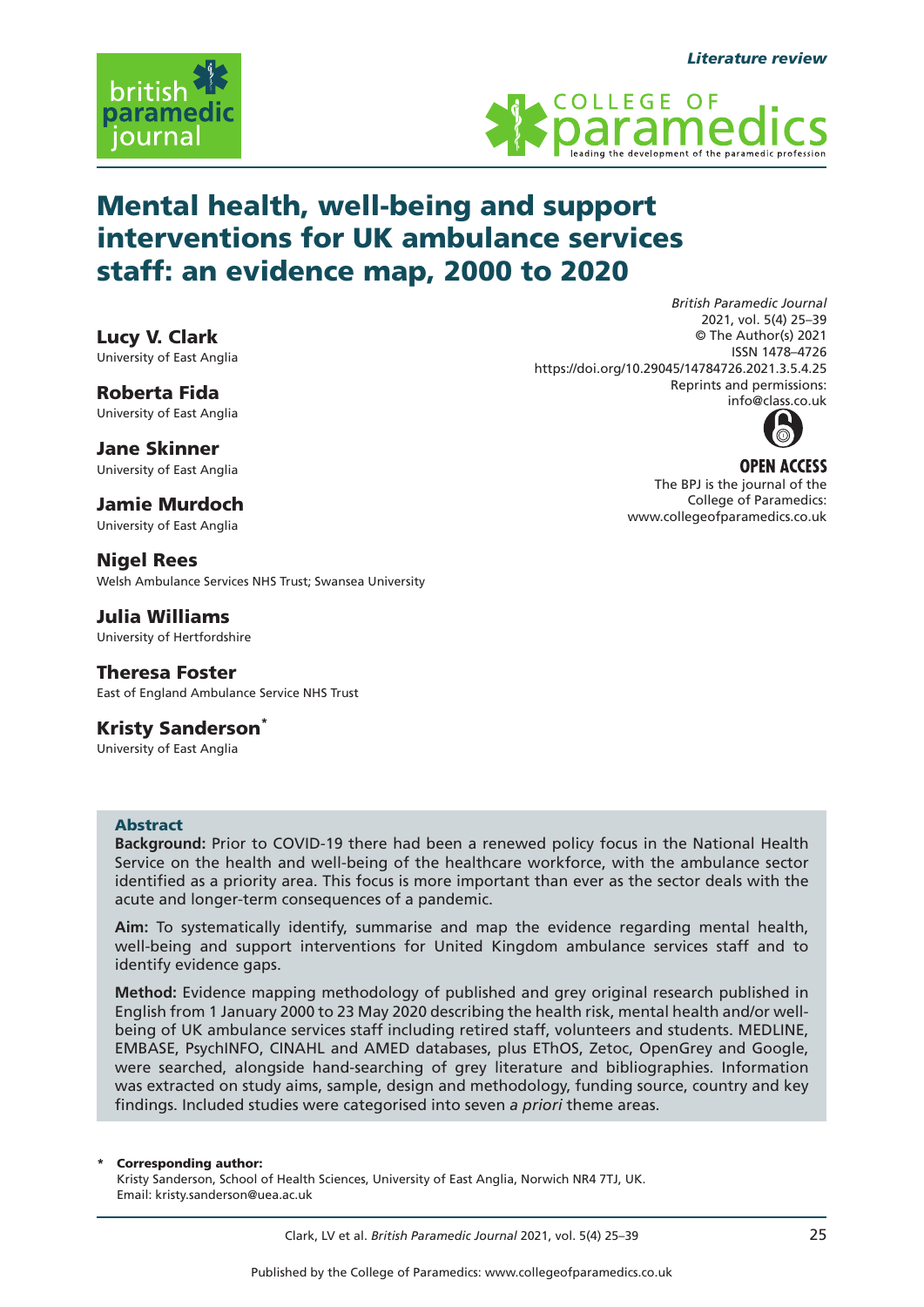*Literature review*

# Mental health, well-being and support interventions for UK ambulance services staff: an evidence map, 2000 to 2020

*British Paramedic Journal*
2021, vol. 5(4) 25–39
© The Author(s) 2021
ISSN 1478–4726
https://doi.org/10.29045/14784726.2021.3.5.4.25
Reprints and permissions:
info@class.co.uk

OPEN ACCESS
The BPJ is the journal of the College of Paramedics:
www.collegeofparamedics.co.uk

**Lucy V. Clark**
University of East Anglia

**Roberta Fida**
University of East Anglia

**Jane Skinner**
University of East Anglia

**Jamie Murdoch**
University of East Anglia

**Nigel Rees**
Welsh Ambulance Services NHS Trust; Swansea University

**Julia Williams**
University of Hertfordshire

**Theresa Foster**
East of England Ambulance Service NHS Trust

**Kristy Sanderson***
University of East Anglia

## Abstract

**Background:** Prior to COVID-19 there had been a renewed policy focus in the National Health Service on the health and well-being of the healthcare workforce, with the ambulance sector identified as a priority area. This focus is more important than ever as the sector deals with the acute and longer-term consequences of a pandemic.

**Aim:** To systematically identify, summarise and map the evidence regarding mental health, well-being and support interventions for United Kingdom ambulance services staff and to identify evidence gaps.

**Method:** Evidence mapping methodology of published and grey original research published in English from 1 January 2000 to 23 May 2020 describing the health risk, mental health and/or well-being of UK ambulance services staff including retired staff, volunteers and students. MEDLINE, EMBASE, PsychINFO, CINAHL and AMED databases, plus EThOS, Zetoc, OpenGrey and Google, were searched, alongside hand-searching of grey literature and bibliographies. Information was extracted on study aims, sample, design and methodology, funding source, country and key findings. Included studies were categorised into seven *a priori* theme areas.

\* **Corresponding author:**
Kristy Sanderson, School of Health Sciences, University of East Anglia, Norwich NR4 7TJ, UK.
Email: kristy.sanderson@uea.ac.uk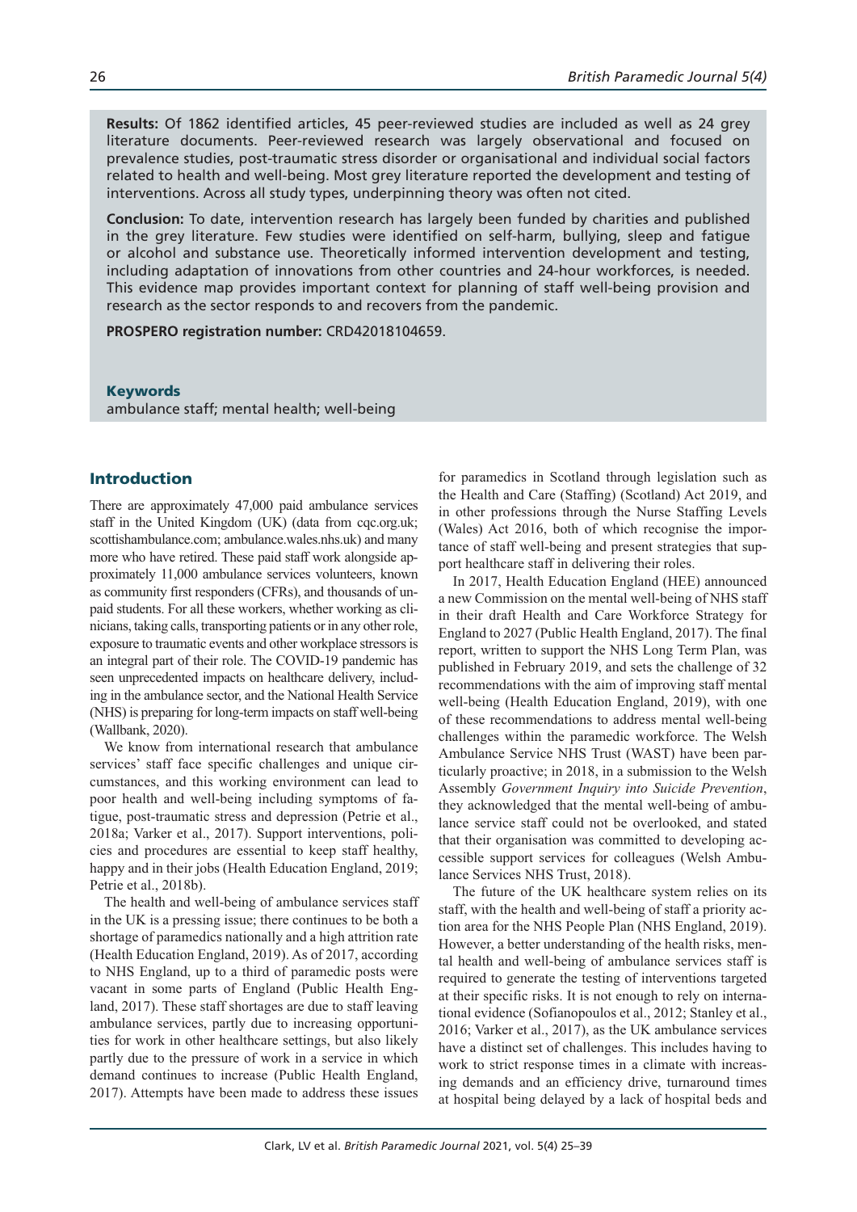**Results:** Of 1862 identified articles, 45 peer-reviewed studies are included as well as 24 grey literature documents. Peer-reviewed research was largely observational and focused on prevalence studies, post-traumatic stress disorder or organisational and individual social factors related to health and well-being. Most grey literature reported the development and testing of interventions. Across all study types, underpinning theory was often not cited.

**Conclusion:** To date, intervention research has largely been funded by charities and published in the grey literature. Few studies were identified on self-harm, bullying, sleep and fatigue or alcohol and substance use. Theoretically informed intervention development and testing, including adaptation of innovations from other countries and 24-hour workforces, is needed. This evidence map provides important context for planning of staff well-being provision and research as the sector responds to and recovers from the pandemic.

**PROSPERO registration number:** CRD42018104659.

**Keywords**

ambulance staff; mental health; well-being

## Introduction

There are approximately 47,000 paid ambulance services staff in the United Kingdom (UK) (data from cqc.org.uk; scottishambulance.com; ambulance.wales.nhs.uk) and many more who have retired. These paid staff work alongside approximately 11,000 ambulance services volunteers, known as community first responders (CFRs), and thousands of unpaid students. For all these workers, whether working as clinicians, taking calls, transporting patients or in any other role, exposure to traumatic events and other workplace stressors is an integral part of their role. The COVID-19 pandemic has seen unprecedented impacts on healthcare delivery, including in the ambulance sector, and the National Health Service (NHS) is preparing for long-term impacts on staff well-being (Wallbank, 2020).

We know from international research that ambulance services' staff face specific challenges and unique circumstances, and this working environment can lead to poor health and well-being including symptoms of fatigue, post-traumatic stress and depression (Petrie et al., 2018a; Varker et al., 2017). Support interventions, policies and procedures are essential to keep staff healthy, happy and in their jobs (Health Education England, 2019; Petrie et al., 2018b).

The health and well-being of ambulance services staff in the UK is a pressing issue; there continues to be both a shortage of paramedics nationally and a high attrition rate (Health Education England, 2019). As of 2017, according to NHS England, up to a third of paramedic posts were vacant in some parts of England (Public Health England, 2017). These staff shortages are due to staff leaving ambulance services, partly due to increasing opportunities for work in other healthcare settings, but also likely partly due to the pressure of work in a service in which demand continues to increase (Public Health England, 2017). Attempts have been made to address these issues for paramedics in Scotland through legislation such as the Health and Care (Staffing) (Scotland) Act 2019, and in other professions through the Nurse Staffing Levels (Wales) Act 2016, both of which recognise the importance of staff well-being and present strategies that support healthcare staff in delivering their roles.

In 2017, Health Education England (HEE) announced a new Commission on the mental well-being of NHS staff in their draft Health and Care Workforce Strategy for England to 2027 (Public Health England, 2017). The final report, written to support the NHS Long Term Plan, was published in February 2019, and sets the challenge of 32 recommendations with the aim of improving staff mental well-being (Health Education England, 2019), with one of these recommendations to address mental well-being challenges within the paramedic workforce. The Welsh Ambulance Service NHS Trust (WAST) have been particularly proactive; in 2018, in a submission to the Welsh Assembly *Government Inquiry into Suicide Prevention*, they acknowledged that the mental well-being of ambulance service staff could not be overlooked, and stated that their organisation was committed to developing accessible support services for colleagues (Welsh Ambulance Services NHS Trust, 2018).

The future of the UK healthcare system relies on its staff, with the health and well-being of staff a priority action area for the NHS People Plan (NHS England, 2019). However, a better understanding of the health risks, mental health and well-being of ambulance services staff is required to generate the testing of interventions targeted at their specific risks. It is not enough to rely on international evidence (Sofianopoulos et al., 2012; Stanley et al., 2016; Varker et al., 2017), as the UK ambulance services have a distinct set of challenges. This includes having to work to strict response times in a climate with increasing demands and an efficiency drive, turnaround times at hospital being delayed by a lack of hospital beds and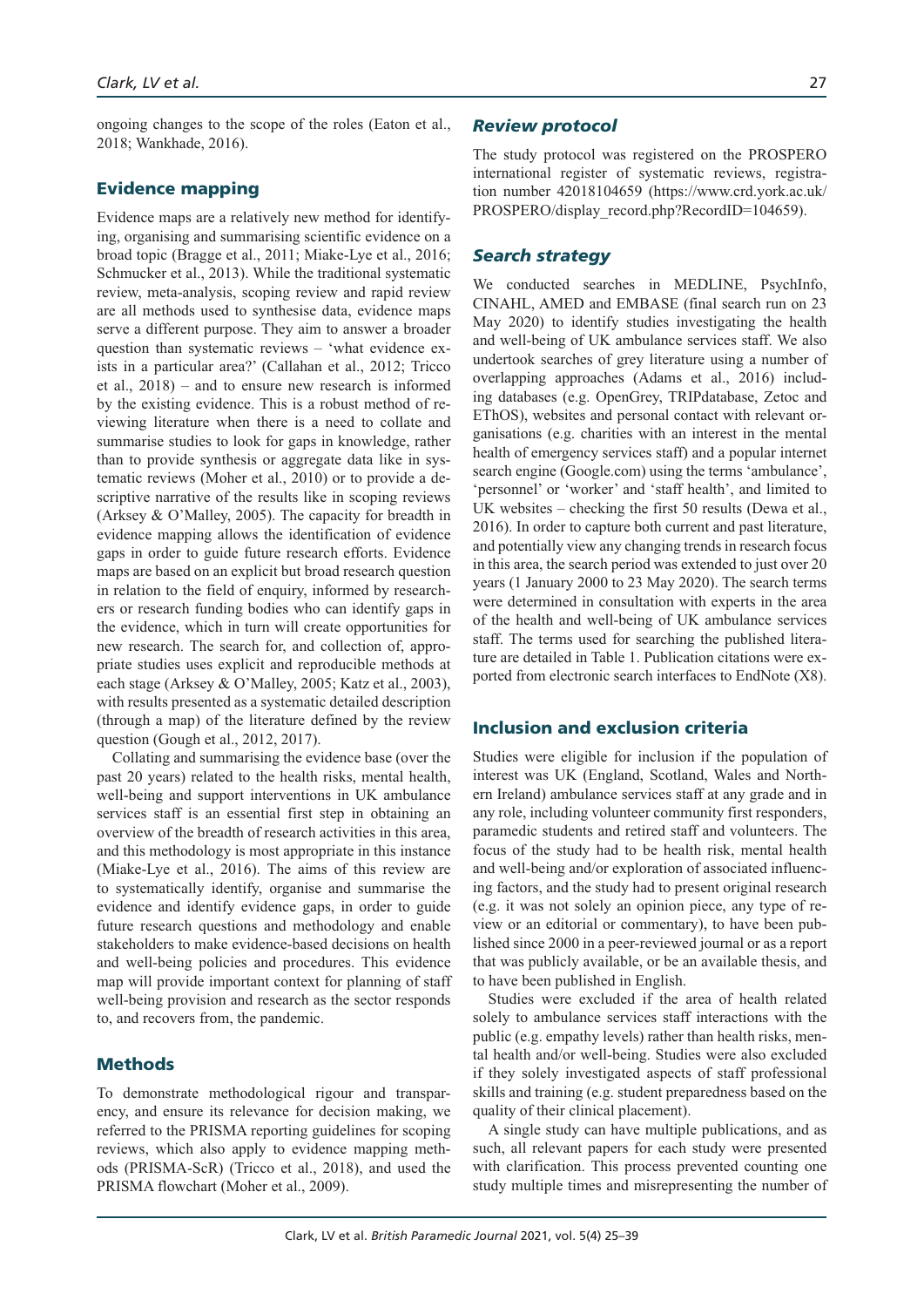ongoing changes to the scope of the roles (Eaton et al., 2018; Wankhade, 2016).

## Evidence mapping

Evidence maps are a relatively new method for identifying, organising and summarising scientific evidence on a broad topic (Bragge et al., 2011; Miake-Lye et al., 2016; Schmucker et al., 2013). While the traditional systematic review, meta-analysis, scoping review and rapid review are all methods used to synthesise data, evidence maps serve a different purpose. They aim to answer a broader question than systematic reviews – 'what evidence exists in a particular area?' (Callahan et al., 2012; Tricco et al., 2018) – and to ensure new research is informed by the existing evidence. This is a robust method of reviewing literature when there is a need to collate and summarise studies to look for gaps in knowledge, rather than to provide synthesis or aggregate data like in systematic reviews (Moher et al., 2010) or to provide a descriptive narrative of the results like in scoping reviews (Arksey & O'Malley, 2005). The capacity for breadth in evidence mapping allows the identification of evidence gaps in order to guide future research efforts. Evidence maps are based on an explicit but broad research question in relation to the field of enquiry, informed by researchers or research funding bodies who can identify gaps in the evidence, which in turn will create opportunities for new research. The search for, and collection of, appropriate studies uses explicit and reproducible methods at each stage (Arksey & O'Malley, 2005; Katz et al., 2003), with results presented as a systematic detailed description (through a map) of the literature defined by the review question (Gough et al., 2012, 2017).

Collating and summarising the evidence base (over the past 20 years) related to the health risks, mental health, well-being and support interventions in UK ambulance services staff is an essential first step in obtaining an overview of the breadth of research activities in this area, and this methodology is most appropriate in this instance (Miake-Lye et al., 2016). The aims of this review are to systematically identify, organise and summarise the evidence and identify evidence gaps, in order to guide future research questions and methodology and enable stakeholders to make evidence-based decisions on health and well-being policies and procedures. This evidence map will provide important context for planning of staff well-being provision and research as the sector responds to, and recovers from, the pandemic.

## Methods

To demonstrate methodological rigour and transparency, and ensure its relevance for decision making, we referred to the PRISMA reporting guidelines for scoping reviews, which also apply to evidence mapping methods (PRISMA-ScR) (Tricco et al., 2018), and used the PRISMA flowchart (Moher et al., 2009).

### *Review protocol*

The study protocol was registered on the PROSPERO international register of systematic reviews, registration number 42018104659 (https://www.crd.york.ac.uk/PROSPERO/display_record.php?RecordID=104659).

### *Search strategy*

We conducted searches in MEDLINE, PsychInfo, CINAHL, AMED and EMBASE (final search run on 23 May 2020) to identify studies investigating the health and well-being of UK ambulance services staff. We also undertook searches of grey literature using a number of overlapping approaches (Adams et al., 2016) including databases (e.g. OpenGrey, TRIPdatabase, Zetoc and EThOS), websites and personal contact with relevant organisations (e.g. charities with an interest in the mental health of emergency services staff) and a popular internet search engine (Google.com) using the terms 'ambulance', 'personnel' or 'worker' and 'staff health', and limited to UK websites – checking the first 50 results (Dewa et al., 2016). In order to capture both current and past literature, and potentially view any changing trends in research focus in this area, the search period was extended to just over 20 years (1 January 2000 to 23 May 2020). The search terms were determined in consultation with experts in the area of the health and well-being of UK ambulance services staff. The terms used for searching the published literature are detailed in Table 1. Publication citations were exported from electronic search interfaces to EndNote (X8).

## Inclusion and exclusion criteria

Studies were eligible for inclusion if the population of interest was UK (England, Scotland, Wales and Northern Ireland) ambulance services staff at any grade and in any role, including volunteer community first responders, paramedic students and retired staff and volunteers. The focus of the study had to be health risk, mental health and well-being and/or exploration of associated influencing factors, and the study had to present original research (e.g. it was not solely an opinion piece, any type of review or an editorial or commentary), to have been published since 2000 in a peer-reviewed journal or as a report that was publicly available, or be an available thesis, and to have been published in English.

Studies were excluded if the area of health related solely to ambulance services staff interactions with the public (e.g. empathy levels) rather than health risks, mental health and/or well-being. Studies were also excluded if they solely investigated aspects of staff professional skills and training (e.g. student preparedness based on the quality of their clinical placement).

A single study can have multiple publications, and as such, all relevant papers for each study were presented with clarification. This process prevented counting one study multiple times and misrepresenting the number of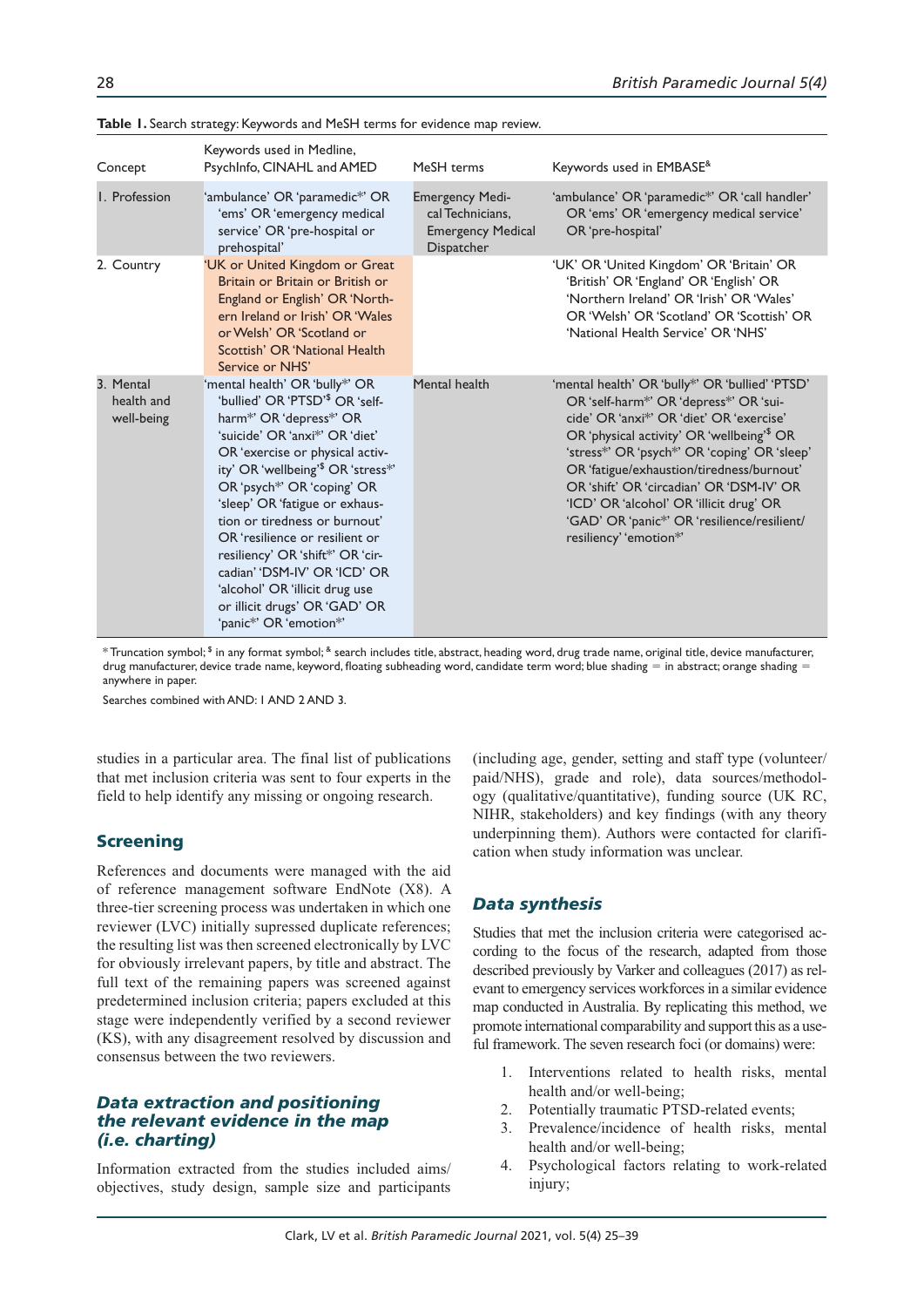**Table 1.** Search strategy: Keywords and MeSH terms for evidence map review.

| Concept | Keywords used in Medline, PsychInfo, CINAHL and AMED | MeSH terms | Keywords used in EMBASE[&] |
|---|---|---|---|
| 1. Profession | 'ambulance' OR 'paramedic*' OR 'ems' OR 'emergency medical service' OR 'pre-hospital or prehospital' | Emergency Medical Technicians, Emergency Medical Dispatcher | 'ambulance' OR 'paramedic*' OR 'call handler' OR 'ems' OR 'emergency medical service' OR 'pre-hospital' |
| 2. Country | 'UK or United Kingdom or Great Britain or Britain or British or England or English' OR 'Northern Ireland or Irish' OR 'Wales or Welsh' OR 'Scotland or Scottish' OR 'National Health Service or NHS' | | 'UK' OR 'United Kingdom' OR 'Britain' OR 'British' OR 'England' OR 'English' OR 'Northern Ireland' OR 'Irish' OR 'Wales' OR 'Welsh' OR 'Scotland' OR 'Scottish' OR 'National Health Service' OR 'NHS' |
| 3. Mental health and well-being | 'mental health' OR 'bully*' OR 'bullied' OR 'PTSD'[$] OR 'self-harm*' OR 'depress*' OR 'suicide' OR 'anxi*' OR 'diet' OR 'exercise or physical activity' OR 'wellbeing'[$] OR 'stress*' OR 'psych*' OR 'coping' OR 'sleep' OR 'fatigue or exhaustion or tiredness or burnout' OR 'resilience or resilient or resiliency' OR 'shift*' OR 'circadian' 'DSM-IV' OR 'ICD' OR 'alcohol' OR 'illicit drug use or illicit drugs' OR 'GAD' OR 'panic*' OR 'emotion*' | Mental health | 'mental health' OR 'bully*' OR 'bullied' 'PTSD' OR 'self-harm*' OR 'depress*' OR 'suicide' OR 'anxi*' OR 'diet' OR 'exercise' OR 'physical activity' OR 'wellbeing'[$] OR 'stress*' OR 'psych*' OR 'coping' OR 'sleep' OR 'fatigue/exhaustion/tiredness/burnout' OR 'shift' OR 'circadian' OR 'DSM-IV' OR 'ICD' OR 'alcohol' OR 'illicit drug' OR 'GAD' OR 'panic*' OR 'resilience/resilient/resiliency' 'emotion*' |

* Truncation symbol; [$] in any format symbol; [&] search includes title, abstract, heading word, drug trade name, original title, device manufacturer, drug manufacturer, device trade name, keyword, floating subheading word, candidate term word; blue shading = in abstract; orange shading = anywhere in paper.

Searches combined with AND: 1 AND 2 AND 3.

studies in a particular area. The final list of publications that met inclusion criteria was sent to four experts in the field to help identify any missing or ongoing research.

## Screening

References and documents were managed with the aid of reference management software EndNote (X8). A three-tier screening process was undertaken in which one reviewer (LVC) initially supressed duplicate references; the resulting list was then screened electronically by LVC for obviously irrelevant papers, by title and abstract. The full text of the remaining papers was screened against predetermined inclusion criteria; papers excluded at this stage were independently verified by a second reviewer (KS), with any disagreement resolved by discussion and consensus between the two reviewers.

## *Data extraction and positioning the relevant evidence in the map (i.e. charting)*

Information extracted from the studies included aims/objectives, study design, sample size and participants (including age, gender, setting and staff type (volunteer/paid/NHS), grade and role), data sources/methodology (qualitative/quantitative), funding source (UK RC, NIHR, stakeholders) and key findings (with any theory underpinning them). Authors were contacted for clarification when study information was unclear.

## *Data synthesis*

Studies that met the inclusion criteria were categorised according to the focus of the research, adapted from those described previously by Varker and colleagues (2017) as relevant to emergency services workforces in a similar evidence map conducted in Australia. By replicating this method, we promote international comparability and support this as a useful framework. The seven research foci (or domains) were:

1. Interventions related to health risks, mental health and/or well-being;
2. Potentially traumatic PTSD-related events;
3. Prevalence/incidence of health risks, mental health and/or well-being;
4. Psychological factors relating to work-related injury;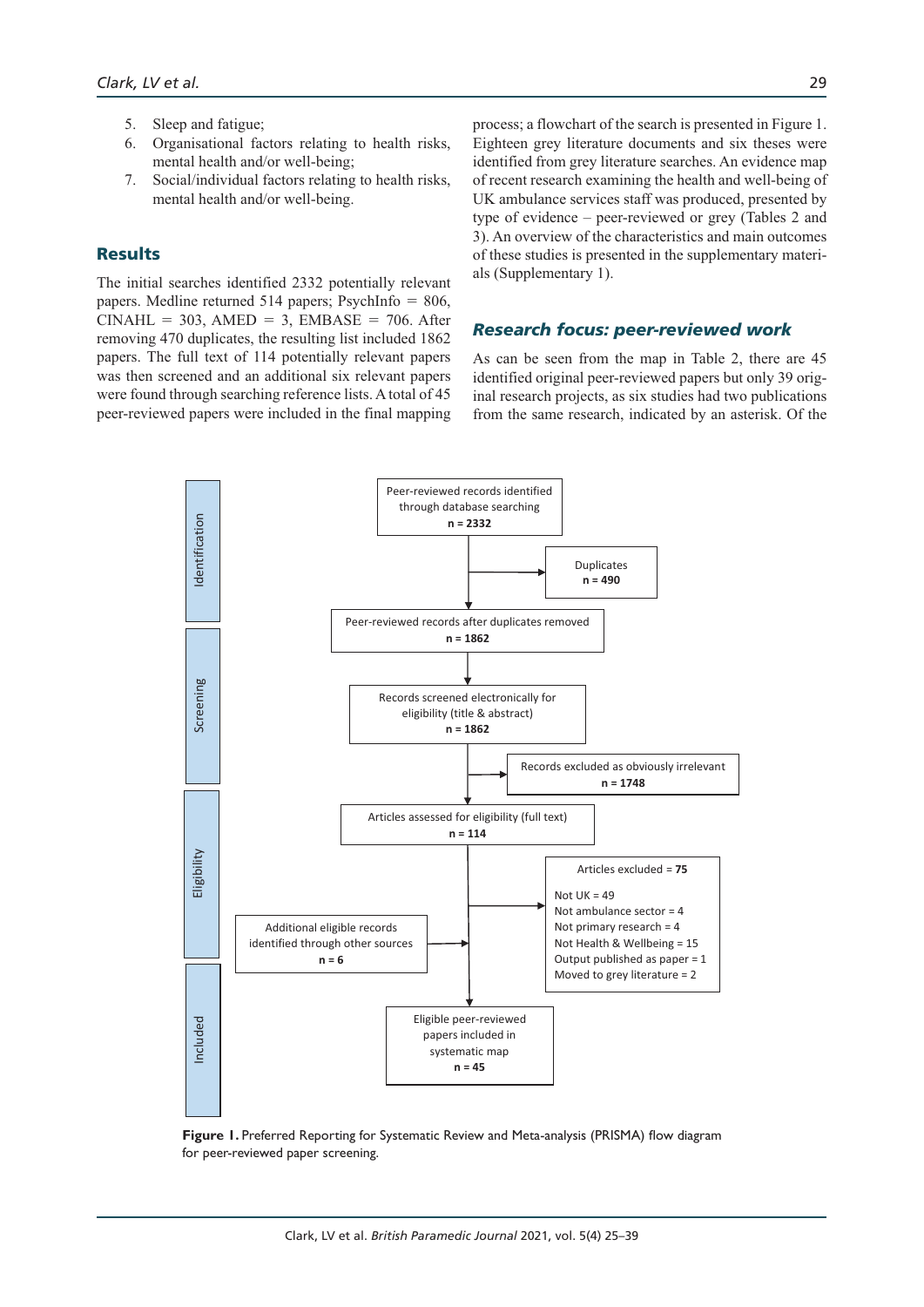5. Sleep and fatigue;
6. Organisational factors relating to health risks, mental health and/or well-being;
7. Social/individual factors relating to health risks, mental health and/or well-being.

## Results

The initial searches identified 2332 potentially relevant papers. Medline returned 514 papers; PsychInfo = 806, CINAHL = 303, AMED = 3, EMBASE = 706. After removing 470 duplicates, the resulting list included 1862 papers. The full text of 114 potentially relevant papers was then screened and an additional six relevant papers were found through searching reference lists. A total of 45 peer-reviewed papers were included in the final mapping process; a flowchart of the search is presented in Figure 1. Eighteen grey literature documents and six theses were identified from grey literature searches. An evidence map of recent research examining the health and well-being of UK ambulance services staff was produced, presented by type of evidence – peer-reviewed or grey (Tables 2 and 3). An overview of the characteristics and main outcomes of these studies is presented in the supplementary materials (Supplementary 1).

### *Research focus: peer-reviewed work*

As can be seen from the map in Table 2, there are 45 identified original peer-reviewed papers but only 39 original research projects, as six studies had two publications from the same research, indicated by an asterisk. Of the

**Identification**

Peer-reviewed records identified through database searching **n = 2332**

→ Duplicates **n = 490**

Peer-reviewed records after duplicates removed **n = 1862**

**Screening**

Records screened electronically for eligibility (title & abstract) **n = 1862**

→ Records excluded as obviously irrelevant **n = 1748**

**Eligibility**

Articles assessed for eligibility (full text) **n = 114**

→ Articles excluded = **75**
- Not UK = 49
- Not ambulance sector = 4
- Not primary research = 4
- Not Health & Wellbeing = 15
- Output published as paper = 1
- Moved to grey literature = 2

Additional eligible records identified through other sources **n = 6**

**Included**

Eligible peer-reviewed papers included in systematic map **n = 45**

**Figure 1.** Preferred Reporting for Systematic Review and Meta-analysis (PRISMA) flow diagram for peer-reviewed paper screening.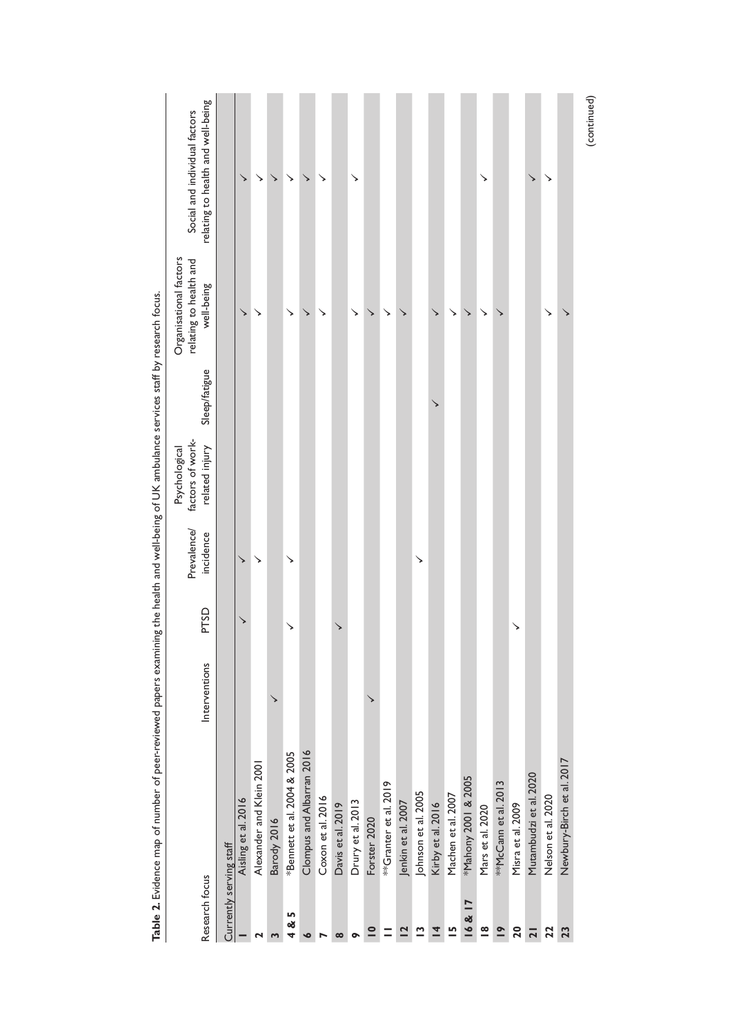**Table 2.** Evidence map of number of peer-reviewed papers examining the health and well-being of UK ambulance services staff by research focus.

| | Research focus | Interventions | PTSD | Prevalence/ incidence | Psychological factors of work-related injury | Sleep/fatigue | Organisational factors relating to health and well-being | Social and individual factors relating to health and well-being |
|---|---|---|---|---|---|---|---|---|
| | Currently serving staff | | | | | | | |
| **1** | Aisling et al. 2016 | | ✓ | ✓ | | | ✓ | ✓ |
| **2** | Alexander and Klein 2001 | | | ✓ | | | ✓ | ✓ |
| **3** | Barody 2016 | ✓ | | | | | | ✓ |
| **4 & 5** | *Bennett et al. 2004 & 2005 | | ✓ | ✓ | | | ✓ | ✓ |
| **6** | Clompus and Albarran 2016 | | | | | | ✓ | ✓ |
| **7** | Coxon et al. 2016 | | | | | | ✓ | ✓ |
| **8** | Davis et al. 2019 | | ✓ | | | | | |
| **9** | Drury et al. 2013 | | | | | | ✓ | ✓ |
| **10** | Forster 2020 | ✓ | | | | | ✓ | |
| **11** | **Granter et al. 2019 | | | | | | ✓ | |
| **12** | Jenkin et al. 2007 | | | | | | ✓ | |
| **13** | Johnson et al. 2005 | | | ✓ | | | | |
| **14** | Kirby et al. 2016 | | | | | ✓ | ✓ | |
| **15** | Machen et al. 2007 | | | | | | ✓ | |
| **16 & 17** | *Mahony 2001 & 2005 | | | | | | ✓ | |
| **18** | Mars et al. 2020 | | | | | | ✓ | ✓ |
| **19** | **McCann et al. 2013 | | | | | | ✓ | |
| **20** | Misra et al. 2009 | | ✓ | | | | | |
| **21** | Mutambudzi et al. 2020 | | | | | | | ✓ |
| **22** | Nelson et al. 2020 | | | | | | ✓ | ✓ |
| **23** | Newbury-Birch et al. 2017 | | | | | | ✓ | |

(continued)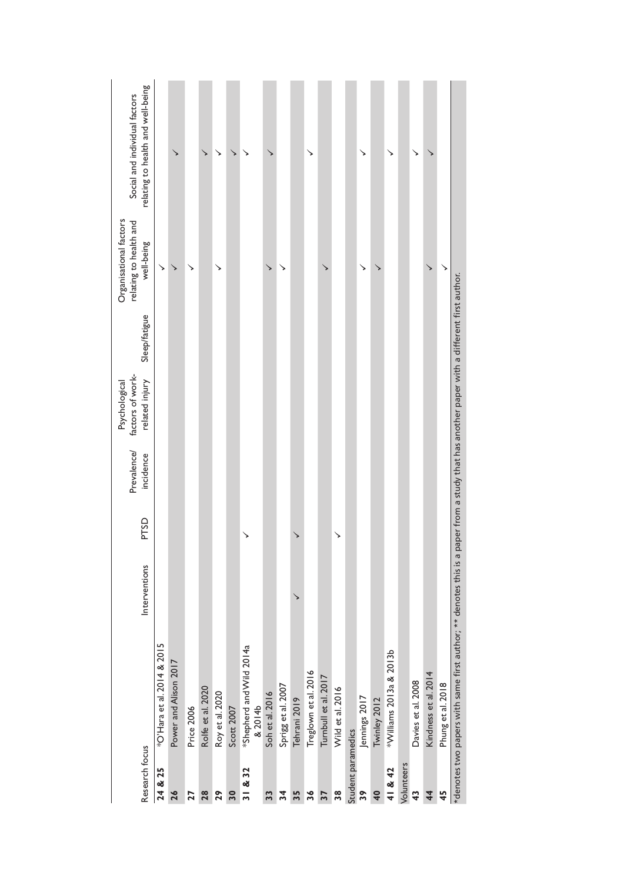| Research focus | | Interventions | PTSD | Prevalence/ incidence | Psychological factors of work-related injury | Sleep/fatigue | Organisational factors relating to health and well-being | Social and individual factors relating to health and well-being |
|---|---|---|---|---|---|---|---|---|
| **24 & 25** | *O'Hara et al. 2014 & 2015 | | | | | | ✓ | |
| **26** | Power and Alison 2017 | | | | | | ✓ | ✓ |
| **27** | Price 2006 | | | | | | ✓ | |
| **28** | Rolfe et al. 2020 | | | | | | | ✓ |
| **29** | Roy et al. 2020 | | | | | | ✓ | ✓ |
| **30** | Scott 2007 | | | | | | | ✓ |
| **31 & 32** | *Shepherd and Wild 2014a & 2014b | | ✓ | | | | | ✓ |
| **33** | Soh et al. 2016 | | | | | | ✓ | ✓ |
| **34** | Sprigg et al. 2007 | | | | | | ✓ | |
| **35** | Tehrani 2019 | ✓ | ✓ | | | | | |
| **36** | Treglown et al. 2016 | | | | | | | ✓ |
| **37** | Turnbull et al. 2017 | | | | | | ✓ | |
| **38** | Wild et al. 2016 | | ✓ | | | | | |
| Student paramedics | | | | | | | | |
| **39** | Jennings 2017 | | | | | | ✓ | ✓ |
| **40** | Twinley 2012 | | | | | | ✓ | |
| **41 & 42** | *Williams 2013a & 2013b | | | | | | | ✓ |
| Volunteers | | | | | | | | |
| **43** | Davies et al. 2008 | | | | | | | ✓ |
| **44** | Kindness et al. 2014 | | | | | | ✓ | ✓ |
| **45** | Phung et al. 2018 | | | | | | ✓ | |

*denotes two papers with same first author; ** denotes this is a paper from a study that has another paper with a different first author.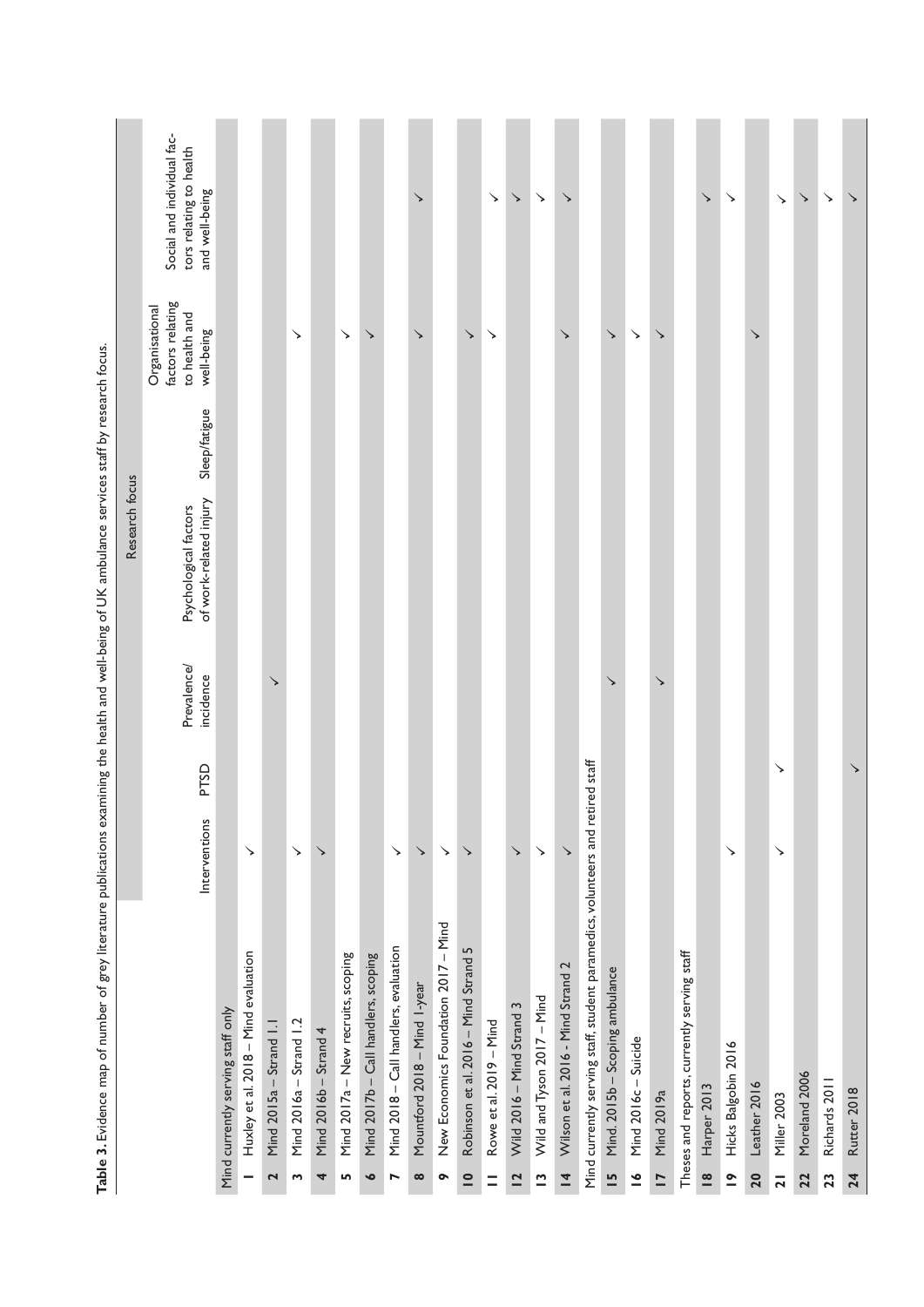**Table 3.** Evidence map of number of grey literature publications examining the health and well-being of UK ambulance services staff by research focus.

| | | Research focus | | | | | | |
|---|---|---|---|---|---|---|---|---|
| | | Interventions | PTSD | Prevalence/ incidence | Psychological factors of work-related injury | Sleep/fatigue | Organisational factors relating to health and well-being | Social and individual factors relating to health and well-being |
| Mind currently serving staff only | | | | | | | | |
| **1** | Huxley et al. 2018 – Mind evaluation | ✓ | | | | | | |
| **2** | Mind 2015a – Strand 1.1 | | | ✓ | | | | |
| **3** | Mind 2016a – Strand 1.2 | ✓ | | | | | ✓ | |
| **4** | Mind 2016b – Strand 4 | ✓ | | | | | | |
| **5** | Mind 2017a – New recruits, scoping | | | | | | ✓ | |
| **6** | Mind 2017b – Call handlers, scoping | | | | | | ✓ | |
| **7** | Mind 2018 – Call handlers, evaluation | ✓ | | | | | | |
| **8** | Mountford 2018 – Mind 1-year | ✓ | | | | | ✓ | ✓ |
| **9** | New Economics Foundation 2017 – Mind | ✓ | | | | | | |
| **10** | Robinson et al. 2016 – Mind Strand 5 | ✓ | | | | | ✓ | |
| **11** | Rowe et al. 2019 – Mind | | | | | | ✓ | ✓ |
| **12** | Wild 2016 – Mind Strand 3 | ✓ | | | | | | ✓ |
| **13** | Wild and Tyson 2017 – Mind | ✓ | | | | | | ✓ |
| **14** | Wilson et al. 2016 - Mind Strand 2 | ✓ | | | | | ✓ | ✓ |
| Mind currently serving staff, student paramedics, volunteers and retired staff | | | | | | | | |
| **15** | Mind. 2015b – Scoping ambulance | | | ✓ | | | ✓ | |
| **16** | Mind 2016c – Suicide | | | | | | ✓ | |
| **17** | Mind 2019a | | | ✓ | | | ✓ | |
| Theses and reports, currently serving staff | | | | | | | | |
| **18** | Harper 2013 | | | | | | | ✓ |
| **19** | Hicks Balgobin 2016 | ✓ | | | | | | ✓ |
| **20** | Leather 2016 | | | | | | ✓ | |
| **21** | Miller 2003 | ✓ | ✓ | | | | | ✓ |
| **22** | Moreland 2006 | | | | | | | ✓ |
| **23** | Richards 2011 | | | | | | | ✓ |
| **24** | Rutter 2018 | | ✓ | | | | | ✓ |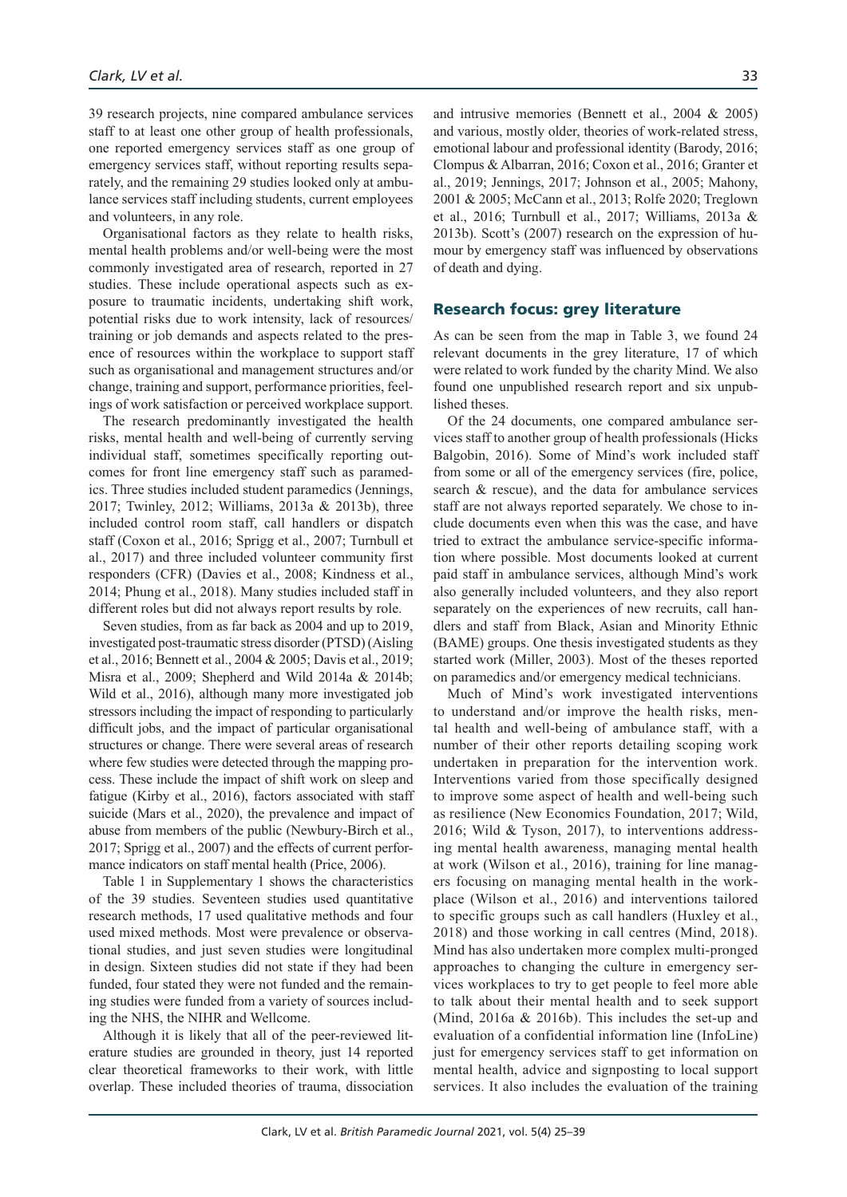39 research projects, nine compared ambulance services staff to at least one other group of health professionals, one reported emergency services staff as one group of emergency services staff, without reporting results separately, and the remaining 29 studies looked only at ambulance services staff including students, current employees and volunteers, in any role.

Organisational factors as they relate to health risks, mental health problems and/or well-being were the most commonly investigated area of research, reported in 27 studies. These include operational aspects such as exposure to traumatic incidents, undertaking shift work, potential risks due to work intensity, lack of resources/training or job demands and aspects related to the presence of resources within the workplace to support staff such as organisational and management structures and/or change, training and support, performance priorities, feelings of work satisfaction or perceived workplace support.

The research predominantly investigated the health risks, mental health and well-being of currently serving individual staff, sometimes specifically reporting outcomes for front line emergency staff such as paramedics. Three studies included student paramedics (Jennings, 2017; Twinley, 2012; Williams, 2013a & 2013b), three included control room staff, call handlers or dispatch staff (Coxon et al., 2016; Sprigg et al., 2007; Turnbull et al., 2017) and three included volunteer community first responders (CFR) (Davies et al., 2008; Kindness et al., 2014; Phung et al., 2018). Many studies included staff in different roles but did not always report results by role.

Seven studies, from as far back as 2004 and up to 2019, investigated post-traumatic stress disorder (PTSD) (Aisling et al., 2016; Bennett et al., 2004 & 2005; Davis et al., 2019; Misra et al., 2009; Shepherd and Wild 2014a & 2014b; Wild et al., 2016), although many more investigated job stressors including the impact of responding to particularly difficult jobs, and the impact of particular organisational structures or change. There were several areas of research where few studies were detected through the mapping process. These include the impact of shift work on sleep and fatigue (Kirby et al., 2016), factors associated with staff suicide (Mars et al., 2020), the prevalence and impact of abuse from members of the public (Newbury-Birch et al., 2017; Sprigg et al., 2007) and the effects of current performance indicators on staff mental health (Price, 2006).

Table 1 in Supplementary 1 shows the characteristics of the 39 studies. Seventeen studies used quantitative research methods, 17 used qualitative methods and four used mixed methods. Most were prevalence or observational studies, and just seven studies were longitudinal in design. Sixteen studies did not state if they had been funded, four stated they were not funded and the remaining studies were funded from a variety of sources including the NHS, the NIHR and Wellcome.

Although it is likely that all of the peer-reviewed literature studies are grounded in theory, just 14 reported clear theoretical frameworks to their work, with little overlap. These included theories of trauma, dissociation and intrusive memories (Bennett et al., 2004 & 2005) and various, mostly older, theories of work-related stress, emotional labour and professional identity (Barody, 2016; Clompus & Albarran, 2016; Coxon et al., 2016; Granter et al., 2019; Jennings, 2017; Johnson et al., 2005; Mahony, 2001 & 2005; McCann et al., 2013; Rolfe 2020; Treglown et al., 2016; Turnbull et al., 2017; Williams, 2013a & 2013b). Scott's (2007) research on the expression of humour by emergency staff was influenced by observations of death and dying.

## Research focus: grey literature

As can be seen from the map in Table 3, we found 24 relevant documents in the grey literature, 17 of which were related to work funded by the charity Mind. We also found one unpublished research report and six unpublished theses.

Of the 24 documents, one compared ambulance services staff to another group of health professionals (Hicks Balgobin, 2016). Some of Mind's work included staff from some or all of the emergency services (fire, police, search & rescue), and the data for ambulance services staff are not always reported separately. We chose to include documents even when this was the case, and have tried to extract the ambulance service-specific information where possible. Most documents looked at current paid staff in ambulance services, although Mind's work also generally included volunteers, and they also report separately on the experiences of new recruits, call handlers and staff from Black, Asian and Minority Ethnic (BAME) groups. One thesis investigated students as they started work (Miller, 2003). Most of the theses reported on paramedics and/or emergency medical technicians.

Much of Mind's work investigated interventions to understand and/or improve the health risks, mental health and well-being of ambulance staff, with a number of their other reports detailing scoping work undertaken in preparation for the intervention work. Interventions varied from those specifically designed to improve some aspect of health and well-being such as resilience (New Economics Foundation, 2017; Wild, 2016; Wild & Tyson, 2017), to interventions addressing mental health awareness, managing mental health at work (Wilson et al., 2016), training for line managers focusing on managing mental health in the workplace (Wilson et al., 2016) and interventions tailored to specific groups such as call handlers (Huxley et al., 2018) and those working in call centres (Mind, 2018). Mind has also undertaken more complex multi-pronged approaches to changing the culture in emergency services workplaces to try to get people to feel more able to talk about their mental health and to seek support (Mind, 2016a & 2016b). This includes the set-up and evaluation of a confidential information line (InfoLine) just for emergency services staff to get information on mental health, advice and signposting to local support services. It also includes the evaluation of the training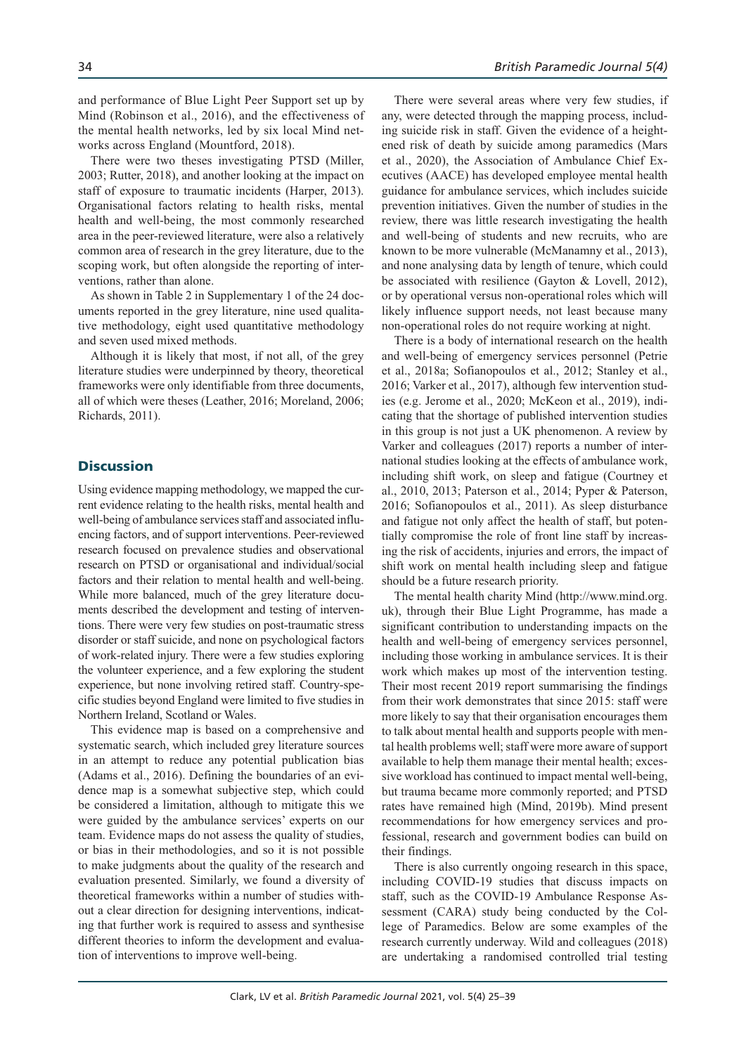and performance of Blue Light Peer Support set up by Mind (Robinson et al., 2016), and the effectiveness of the mental health networks, led by six local Mind networks across England (Mountford, 2018).

There were two theses investigating PTSD (Miller, 2003; Rutter, 2018), and another looking at the impact on staff of exposure to traumatic incidents (Harper, 2013). Organisational factors relating to health risks, mental health and well-being, the most commonly researched area in the peer-reviewed literature, were also a relatively common area of research in the grey literature, due to the scoping work, but often alongside the reporting of interventions, rather than alone.

As shown in Table 2 in Supplementary 1 of the 24 documents reported in the grey literature, nine used qualitative methodology, eight used quantitative methodology and seven used mixed methods.

Although it is likely that most, if not all, of the grey literature studies were underpinned by theory, theoretical frameworks were only identifiable from three documents, all of which were theses (Leather, 2016; Moreland, 2006; Richards, 2011).

## Discussion

Using evidence mapping methodology, we mapped the current evidence relating to the health risks, mental health and well-being of ambulance services staff and associated influencing factors, and of support interventions. Peer-reviewed research focused on prevalence studies and observational research on PTSD or organisational and individual/social factors and their relation to mental health and well-being. While more balanced, much of the grey literature documents described the development and testing of interventions. There were very few studies on post-traumatic stress disorder or staff suicide, and none on psychological factors of work-related injury. There were a few studies exploring the volunteer experience, and a few exploring the student experience, but none involving retired staff. Country-specific studies beyond England were limited to five studies in Northern Ireland, Scotland or Wales.

This evidence map is based on a comprehensive and systematic search, which included grey literature sources in an attempt to reduce any potential publication bias (Adams et al., 2016). Defining the boundaries of an evidence map is a somewhat subjective step, which could be considered a limitation, although to mitigate this we were guided by the ambulance services' experts on our team. Evidence maps do not assess the quality of studies, or bias in their methodologies, and so it is not possible to make judgments about the quality of the research and evaluation presented. Similarly, we found a diversity of theoretical frameworks within a number of studies without a clear direction for designing interventions, indicating that further work is required to assess and synthesise different theories to inform the development and evaluation of interventions to improve well-being.

There were several areas where very few studies, if any, were detected through the mapping process, including suicide risk in staff. Given the evidence of a heightened risk of death by suicide among paramedics (Mars et al., 2020), the Association of Ambulance Chief Executives (AACE) has developed employee mental health guidance for ambulance services, which includes suicide prevention initiatives. Given the number of studies in the review, there was little research investigating the health and well-being of students and new recruits, who are known to be more vulnerable (McManamny et al., 2013), and none analysing data by length of tenure, which could be associated with resilience (Gayton & Lovell, 2012), or by operational versus non-operational roles which will likely influence support needs, not least because many non-operational roles do not require working at night.

There is a body of international research on the health and well-being of emergency services personnel (Petrie et al., 2018a; Sofianopoulos et al., 2012; Stanley et al., 2016; Varker et al., 2017), although few intervention studies (e.g. Jerome et al., 2020; McKeon et al., 2019), indicating that the shortage of published intervention studies in this group is not just a UK phenomenon. A review by Varker and colleagues (2017) reports a number of international studies looking at the effects of ambulance work, including shift work, on sleep and fatigue (Courtney et al., 2010, 2013; Paterson et al., 2014; Pyper & Paterson, 2016; Sofianopoulos et al., 2011). As sleep disturbance and fatigue not only affect the health of staff, but potentially compromise the role of front line staff by increasing the risk of accidents, injuries and errors, the impact of shift work on mental health including sleep and fatigue should be a future research priority.

The mental health charity Mind (http://www.mind.org.uk), through their Blue Light Programme, has made a significant contribution to understanding impacts on the health and well-being of emergency services personnel, including those working in ambulance services. It is their work which makes up most of the intervention testing. Their most recent 2019 report summarising the findings from their work demonstrates that since 2015: staff were more likely to say that their organisation encourages them to talk about mental health and supports people with mental health problems well; staff were more aware of support available to help them manage their mental health; excessive workload has continued to impact mental well-being, but trauma became more commonly reported; and PTSD rates have remained high (Mind, 2019b). Mind present recommendations for how emergency services and professional, research and government bodies can build on their findings.

There is also currently ongoing research in this space, including COVID-19 studies that discuss impacts on staff, such as the COVID-19 Ambulance Response Assessment (CARA) study being conducted by the College of Paramedics. Below are some examples of the research currently underway. Wild and colleagues (2018) are undertaking a randomised controlled trial testing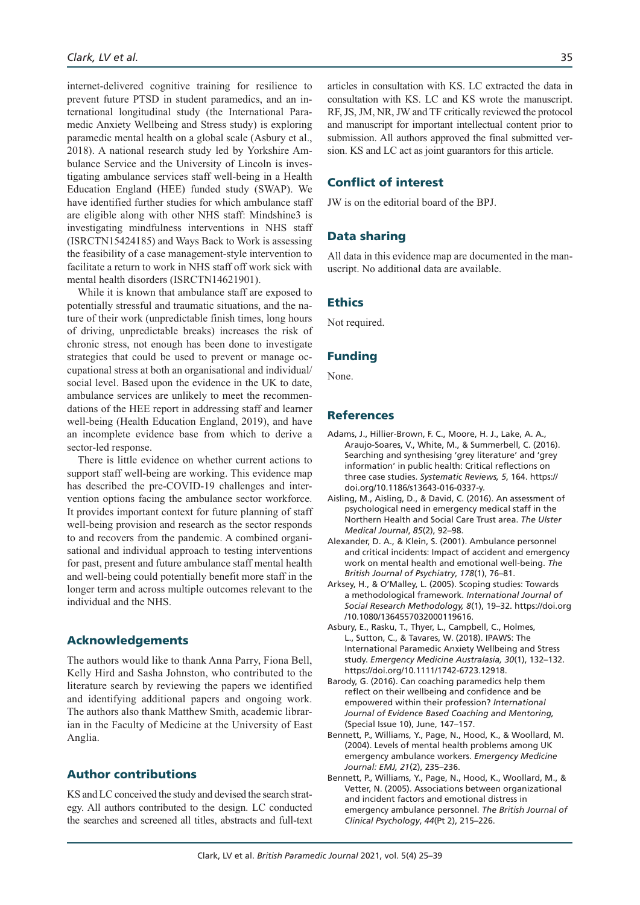internet-delivered cognitive training for resilience to prevent future PTSD in student paramedics, and an international longitudinal study (the International Paramedic Anxiety Wellbeing and Stress study) is exploring paramedic mental health on a global scale (Asbury et al., 2018). A national research study led by Yorkshire Ambulance Service and the University of Lincoln is investigating ambulance services staff well-being in a Health Education England (HEE) funded study (SWAP). We have identified further studies for which ambulance staff are eligible along with other NHS staff: Mindshine3 is investigating mindfulness interventions in NHS staff (ISRCTN15424185) and Ways Back to Work is assessing the feasibility of a case management-style intervention to facilitate a return to work in NHS staff off work sick with mental health disorders (ISRCTN14621901).

While it is known that ambulance staff are exposed to potentially stressful and traumatic situations, and the nature of their work (unpredictable finish times, long hours of driving, unpredictable breaks) increases the risk of chronic stress, not enough has been done to investigate strategies that could be used to prevent or manage occupational stress at both an organisational and individual/social level. Based upon the evidence in the UK to date, ambulance services are unlikely to meet the recommendations of the HEE report in addressing staff and learner well-being (Health Education England, 2019), and have an incomplete evidence base from which to derive a sector-led response.

There is little evidence on whether current actions to support staff well-being are working. This evidence map has described the pre-COVID-19 challenges and intervention options facing the ambulance sector workforce. It provides important context for future planning of staff well-being provision and research as the sector responds to and recovers from the pandemic. A combined organisational and individual approach to testing interventions for past, present and future ambulance staff mental health and well-being could potentially benefit more staff in the longer term and across multiple outcomes relevant to the individual and the NHS.

## Acknowledgements

The authors would like to thank Anna Parry, Fiona Bell, Kelly Hird and Sasha Johnston, who contributed to the literature search by reviewing the papers we identified and identifying additional papers and ongoing work. The authors also thank Matthew Smith, academic librarian in the Faculty of Medicine at the University of East Anglia.

## Author contributions

KS and LC conceived the study and devised the search strategy. All authors contributed to the design. LC conducted the searches and screened all titles, abstracts and full-text articles in consultation with KS. LC extracted the data in consultation with KS. LC and KS wrote the manuscript. RF, JS, JM, NR, JW and TF critically reviewed the protocol and manuscript for important intellectual content prior to submission. All authors approved the final submitted version. KS and LC act as joint guarantors for this article.

## Conflict of interest

JW is on the editorial board of the BPJ.

## Data sharing

All data in this evidence map are documented in the manuscript. No additional data are available.

## Ethics

Not required.

## Funding

None.

## References

Adams, J., Hillier-Brown, F. C., Moore, H. J., Lake, A. A., Araujo-Soares, V., White, M., & Summerbell, C. (2016). Searching and synthesising 'grey literature' and 'grey information' in public health: Critical reflections on three case studies. *Systematic Reviews, 5*, 164. https://doi.org/10.1186/s13643-016-0337-y.

Aisling, M., Aisling, D., & David, C. (2016). An assessment of psychological need in emergency medical staff in the Northern Health and Social Care Trust area. *The Ulster Medical Journal*, *85*(2), 92–98.

Alexander, D. A., & Klein, S. (2001). Ambulance personnel and critical incidents: Impact of accident and emergency work on mental health and emotional well-being. *The British Journal of Psychiatry*, *178*(1), 76–81.

Arksey, H., & O'Malley, L. (2005). Scoping studies: Towards a methodological framework. *International Journal of Social Research Methodology, 8*(1), 19–32. https://doi.org/10.1080/1364557032000119616.

Asbury, E., Rasku, T., Thyer, L., Campbell, C., Holmes, L., Sutton, C., & Tavares, W. (2018). IPAWS: The International Paramedic Anxiety Wellbeing and Stress study. *Emergency Medicine Australasia, 30*(1), 132–132. https://doi.org/10.1111/1742-6723.12918.

Barody, G. (2016). Can coaching paramedics help them reflect on their wellbeing and confidence and be empowered within their profession? *International Journal of Evidence Based Coaching and Mentoring,* (Special Issue 10), June, 147–157.

Bennett, P., Williams, Y., Page, N., Hood, K., & Woollard, M. (2004). Levels of mental health problems among UK emergency ambulance workers. *Emergency Medicine Journal: EMJ, 21*(2), 235–236.

Bennett, P., Williams, Y., Page, N., Hood, K., Woollard, M., & Vetter, N. (2005). Associations between organizational and incident factors and emotional distress in emergency ambulance personnel. *The British Journal of Clinical Psychology*, *44*(Pt 2), 215–226.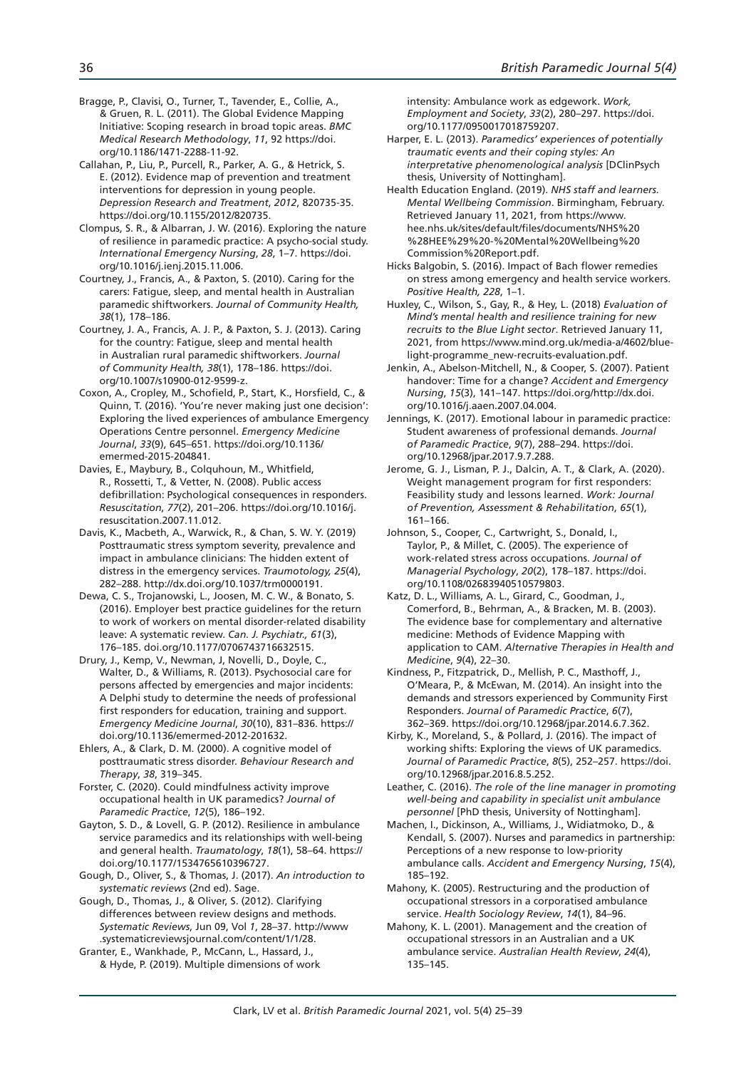Bragge, P., Clavisi, O., Turner, T., Tavender, E., Collie, A., & Gruen, R. L. (2011). The Global Evidence Mapping Initiative: Scoping research in broad topic areas. *BMC Medical Research Methodology*, *11*, 92 https://doi.org/10.1186/1471-2288-11-92.

Callahan, P., Liu, P., Purcell, R., Parker, A. G., & Hetrick, S. E. (2012). Evidence map of prevention and treatment interventions for depression in young people. *Depression Research and Treatment*, *2012*, 820735-35. https://doi.org/10.1155/2012/820735.

Clompus, S. R., & Albarran, J. W. (2016). Exploring the nature of resilience in paramedic practice: A psycho-social study. *International Emergency Nursing*, *28*, 1–7. https://doi.org/10.1016/j.ienj.2015.11.006.

Courtney, J., Francis, A., & Paxton, S. (2010). Caring for the carers: Fatigue, sleep, and mental health in Australian paramedic shiftworkers. *Journal of Community Health, 38*(1), 178–186.

Courtney, J. A., Francis, A. J. P., & Paxton, S. J. (2013). Caring for the country: Fatigue, sleep and mental health in Australian rural paramedic shiftworkers. *Journal of Community Health, 38*(1), 178–186. https://doi.org/10.1007/s10900-012-9599-z.

Coxon, A., Cropley, M., Schofield, P., Start, K., Horsfield, C., & Quinn, T. (2016). 'You're never making just one decision': Exploring the lived experiences of ambulance Emergency Operations Centre personnel. *Emergency Medicine Journal*, *33*(9), 645–651. https://doi.org/10.1136/emermed-2015-204841.

Davies, E., Maybury, B., Colquhoun, M., Whitfield, R., Rossetti, T., & Vetter, N. (2008). Public access defibrillation: Psychological consequences in responders. *Resuscitation*, *77*(2), 201–206. https://doi.org/10.1016/j.resuscitation.2007.11.012.

Davis, K., Macbeth, A., Warwick, R., & Chan, S. W. Y. (2019) Posttraumatic stress symptom severity, prevalence and impact in ambulance clinicians: The hidden extent of distress in the emergency services. *Traumotology, 25*(4), 282–288. http://dx.doi.org/10.1037/trm0000191.

Dewa, C. S., Trojanowski, L., Joosen, M. C. W., & Bonato, S. (2016). Employer best practice guidelines for the return to work of workers on mental disorder-related disability leave: A systematic review. *Can. J. Psychiatr., 61*(3), 176–185. doi.org/10.1177/0706743716632515.

Drury, J., Kemp, V., Newman, J, Novelli, D., Doyle, C., Walter, D., & Williams, R. (2013). Psychosocial care for persons affected by emergencies and major incidents: A Delphi study to determine the needs of professional first responders for education, training and support. *Emergency Medicine Journal*, *30*(10), 831–836. https://doi.org/10.1136/emermed-2012-201632.

Ehlers, A., & Clark, D. M. (2000). A cognitive model of posttraumatic stress disorder. *Behaviour Research and Therapy*, *38*, 319–345.

Forster, C. (2020). Could mindfulness activity improve occupational health in UK paramedics? *Journal of Paramedic Practice*, *12*(5), 186–192.

Gayton, S. D., & Lovell, G. P. (2012). Resilience in ambulance service paramedics and its relationships with well-being and general health. *Traumatology*, *18*(1), 58–64. https://doi.org/10.1177/1534765610396727.

Gough, D., Oliver, S., & Thomas, J. (2017). *An introduction to systematic reviews* (2nd ed). Sage.

Gough, D., Thomas, J., & Oliver, S. (2012). Clarifying differences between review designs and methods. *Systematic Reviews*, Jun 09, Vol *1*, 28–37. http://www.systematicreviewsjournal.com/content/1/1/28.

Granter, E., Wankhade, P., McCann, L., Hassard, J., & Hyde, P. (2019). Multiple dimensions of work intensity: Ambulance work as edgework. *Work, Employment and Society*, *33*(2), 280–297. https://doi.org/10.1177/0950017018759207.

Harper, E. L. (2013). *Paramedics' experiences of potentially traumatic events and their coping styles: An interpretative phenomenological analysis* [DClinPsych thesis, University of Nottingham].

Health Education England. (2019). *NHS staff and learners. Mental Wellbeing Commission*. Birmingham, February. Retrieved January 11, 2021, from https://www.hee.nhs.uk/sites/default/files/documents/NHS%20%28HEE%29%20-%20Mental%20Wellbeing%20Commission%20Report.pdf.

Hicks Balgobin, S. (2016). Impact of Bach flower remedies on stress among emergency and health service workers. *Positive Health, 228*, 1–1.

Huxley, C., Wilson, S., Gay, R., & Hey, L. (2018) *Evaluation of Mind's mental health and resilience training for new recruits to the Blue Light sector*. Retrieved January 11, 2021, from https://www.mind.org.uk/media-a/4602/blue-light-programme_new-recruits-evaluation.pdf.

Jenkin, A., Abelson-Mitchell, N., & Cooper, S. (2007). Patient handover: Time for a change? *Accident and Emergency Nursing*, *15*(3), 141–147. https://doi.org/http://dx.doi.org/10.1016/j.aaen.2007.04.004.

Jennings, K. (2017). Emotional labour in paramedic practice: Student awareness of professional demands. *Journal of Paramedic Practice*, *9*(7), 288–294. https://doi.org/10.12968/jpar.2017.9.7.288.

Jerome, G. J., Lisman, P. J., Dalcin, A. T., & Clark, A. (2020). Weight management program for first responders: Feasibility study and lessons learned. *Work: Journal of Prevention, Assessment & Rehabilitation*, *65*(1), 161–166.

Johnson, S., Cooper, C., Cartwright, S., Donald, I., Taylor, P., & Millet, C. (2005). The experience of work-related stress across occupations. *Journal of Managerial Psychology*, *20*(2), 178–187. https://doi.org/10.1108/02683940510579803.

Katz, D. L., Williams, A. L., Girard, C., Goodman, J., Comerford, B., Behrman, A., & Bracken, M. B. (2003). The evidence base for complementary and alternative medicine: Methods of Evidence Mapping with application to CAM. *Alternative Therapies in Health and Medicine*, *9*(4), 22–30.

Kindness, P., Fitzpatrick, D., Mellish, P. C., Masthoff, J., O'Meara, P., & McEwan, M. (2014). An insight into the demands and stressors experienced by Community First Responders. *Journal of Paramedic Practice*, *6*(7), 362–369. https://doi.org/10.12968/jpar.2014.6.7.362.

Kirby, K., Moreland, S., & Pollard, J. (2016). The impact of working shifts: Exploring the views of UK paramedics. *Journal of Paramedic Practice*, *8*(5), 252–257. https://doi.org/10.12968/jpar.2016.8.5.252.

Leather, C. (2016). *The role of the line manager in promoting well-being and capability in specialist unit ambulance personnel* [PhD thesis, University of Nottingham].

Machen, I., Dickinson, A., Williams, J., Widiatmoko, D., & Kendall, S. (2007). Nurses and paramedics in partnership: Perceptions of a new response to low-priority ambulance calls. *Accident and Emergency Nursing*, *15*(4), 185–192.

Mahony, K. (2005). Restructuring and the production of occupational stressors in a corporatised ambulance service. *Health Sociology Review*, *14*(1), 84–96.

Mahony, K. L. (2001). Management and the creation of occupational stressors in an Australian and a UK ambulance service. *Australian Health Review*, *24*(4), 135–145.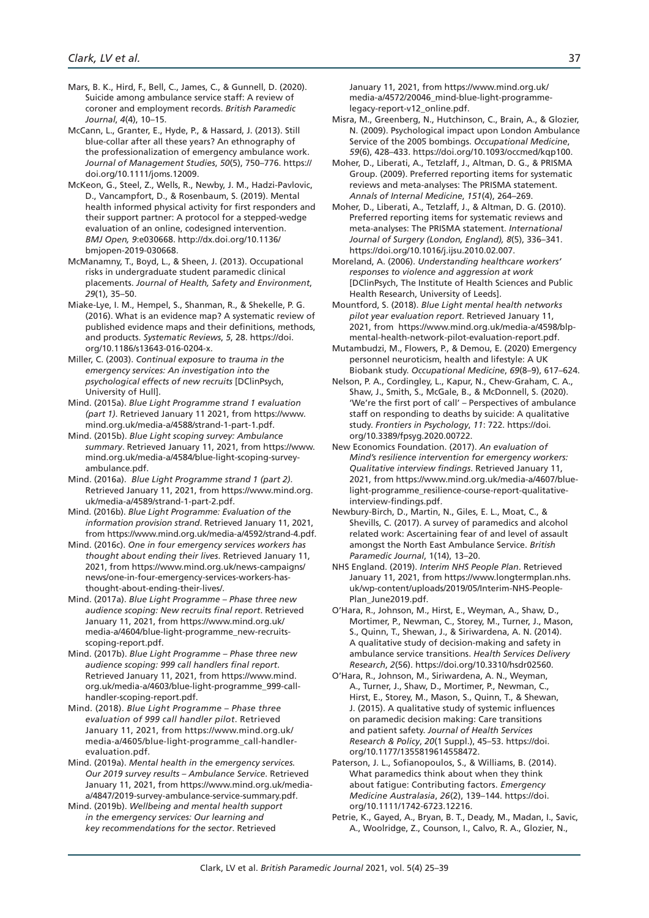Mars, B. K., Hird, F., Bell, C., James, C., & Gunnell, D. (2020). Suicide among ambulance service staff: A review of coroner and employment records. *British Paramedic Journal*, *4*(4), 10–15.

McCann, L., Granter, E., Hyde, P., & Hassard, J. (2013). Still blue-collar after all these years? An ethnography of the professionalization of emergency ambulance work. *Journal of Management Studies*, *50*(5), 750–776. https://doi.org/10.1111/joms.12009.

McKeon, G., Steel, Z., Wells, R., Newby, J. M., Hadzi-Pavlovic, D., Vancampfort, D., & Rosenbaum, S. (2019). Mental health informed physical activity for first responders and their support partner: A protocol for a stepped-wedge evaluation of an online, codesigned intervention. *BMJ Open, 9*:e030668. http://dx.doi.org/10.1136/bmjopen-2019-030668.

McManamny, T., Boyd, L., & Sheen, J. (2013). Occupational risks in undergraduate student paramedic clinical placements. *Journal of Health, Safety and Environment*, *29*(1), 35–50.

Miake-Lye, I. M., Hempel, S., Shanman, R., & Shekelle, P. G. (2016). What is an evidence map? A systematic review of published evidence maps and their definitions, methods, and products. *Systematic Reviews*, *5*, 28. https://doi.org/10.1186/s13643-016-0204-x.

Miller, C. (2003). *Continual exposure to trauma in the emergency services: An investigation into the psychological effects of new recruits* [DClinPsych, University of Hull].

Mind. (2015a). *Blue Light Programme strand 1 evaluation (part 1)*. Retrieved January 11 2021, from https://www.mind.org.uk/media-a/4588/strand-1-part-1.pdf.

Mind. (2015b). *Blue Light scoping survey: Ambulance summary*. Retrieved January 11, 2021, from https://www.mind.org.uk/media-a/4584/blue-light-scoping-survey-ambulance.pdf.

Mind. (2016a). *Blue Light Programme strand 1 (part 2)*. Retrieved January 11, 2021, from https://www.mind.org.uk/media-a/4589/strand-1-part-2.pdf.

Mind. (2016b). *Blue Light Programme: Evaluation of the information provision strand*. Retrieved January 11, 2021, from https://www.mind.org.uk/media-a/4592/strand-4.pdf.

Mind. (2016c). *One in four emergency services workers has thought about ending their lives*. Retrieved January 11, 2021, from https://www.mind.org.uk/news-campaigns/news/one-in-four-emergency-services-workers-has-thought-about-ending-their-lives/.

Mind. (2017a). *Blue Light Programme – Phase three new audience scoping: New recruits final report*. Retrieved January 11, 2021, from https://www.mind.org.uk/media-a/4604/blue-light-programme_new-recruits-scoping-report.pdf.

Mind. (2017b). *Blue Light Programme – Phase three new audience scoping: 999 call handlers final report*. Retrieved January 11, 2021, from https://www.mind.org.uk/media-a/4603/blue-light-programme_999-call-handler-scoping-report.pdf.

Mind. (2018). *Blue Light Programme – Phase three evaluation of 999 call handler pilot*. Retrieved January 11, 2021, from https://www.mind.org.uk/media-a/4605/blue-light-programme_call-handler-evaluation.pdf.

Mind. (2019a). *Mental health in the emergency services. Our 2019 survey results – Ambulance Service*. Retrieved January 11, 2021, from https://www.mind.org.uk/media-a/4847/2019-survey-ambulance-service-summary.pdf.

Mind. (2019b). *Wellbeing and mental health support in the emergency services: Our learning and key recommendations for the sector*. Retrieved January 11, 2021, from https://www.mind.org.uk/media-a/4572/20046_mind-blue-light-programme-legacy-report-v12_online.pdf.

Misra, M., Greenberg, N., Hutchinson, C., Brain, A., & Glozier, N. (2009). Psychological impact upon London Ambulance Service of the 2005 bombings. *Occupational Medicine*, *59*(6), 428–433. https://doi.org/10.1093/occmed/kqp100.

Moher, D., Liberati, A., Tetzlaff, J., Altman, D. G., & PRISMA Group. (2009). Preferred reporting items for systematic reviews and meta-analyses: The PRISMA statement. *Annals of Internal Medicine*, *151*(4), 264–269.

Moher, D., Liberati, A., Tetzlaff, J., & Altman, D. G. (2010). Preferred reporting items for systematic reviews and meta-analyses: The PRISMA statement. *International Journal of Surgery (London, England), 8*(5), 336–341. https://doi.org/10.1016/j.ijsu.2010.02.007.

Moreland, A. (2006). *Understanding healthcare workers' responses to violence and aggression at work* [DClinPsych, The Institute of Health Sciences and Public Health Research, University of Leeds].

Mountford, S. (2018). *Blue Light mental health networks pilot year evaluation report*. Retrieved January 11, 2021, from https://www.mind.org.uk/media-a/4598/blp-mental-health-network-pilot-evaluation-report.pdf.

Mutambudzi, M., Flowers, P., & Demou, E. (2020) Emergency personnel neuroticism, health and lifestyle: A UK Biobank study. *Occupational Medicine*, *69*(8–9), 617–624.

Nelson, P. A., Cordingley, L., Kapur, N., Chew-Graham, C. A., Shaw, J., Smith, S., McGale, B., & McDonnell, S. (2020). 'We're the first port of call' – Perspectives of ambulance staff on responding to deaths by suicide: A qualitative study. *Frontiers in Psychology*, *11*: 722. https://doi.org/10.3389/fpsyg.2020.00722.

New Economics Foundation. (2017). *An evaluation of Mind's resilience intervention for emergency workers: Qualitative interview findings*. Retrieved January 11, 2021, from https://www.mind.org.uk/media-a/4607/blue-light-programme_resilience-course-report-qualitative-interview-findings.pdf.

Newbury-Birch, D., Martin, N., Giles, E. L., Moat, C., & Shevills, C. (2017). A survey of paramedics and alcohol related work: Ascertaining fear of and level of assault amongst the North East Ambulance Service. *British Paramedic Journal*, 1(14), 13–20.

NHS England. (2019). *Interim NHS People Plan*. Retrieved January 11, 2021, from https://www.longtermplan.nhs.uk/wp-content/uploads/2019/05/Interim-NHS-People-Plan_June2019.pdf.

O'Hara, R., Johnson, M., Hirst, E., Weyman, A., Shaw, D., Mortimer, P., Newman, C., Storey, M., Turner, J., Mason, S., Quinn, T., Shewan, J., & Siriwardena, A. N. (2014). A qualitative study of decision-making and safety in ambulance service transitions. *Health Services Delivery Research*, *2*(56). https://doi.org/10.3310/hsdr02560.

O'Hara, R., Johnson, M., Siriwardena, A. N., Weyman, A., Turner, J., Shaw, D., Mortimer, P., Newman, C., Hirst, E., Storey, M., Mason, S., Quinn, T., & Shewan, J. (2015). A qualitative study of systemic influences on paramedic decision making: Care transitions and patient safety. *Journal of Health Services Research & Policy*, *20*(1 Suppl.), 45–53. https://doi.org/10.1177/1355819614558472.

Paterson, J. L., Sofianopoulos, S., & Williams, B. (2014). What paramedics think about when they think about fatigue: Contributing factors. *Emergency Medicine Australasia*, *26*(2), 139–144. https://doi.org/10.1111/1742-6723.12216.

Petrie, K., Gayed, A., Bryan, B. T., Deady, M., Madan, I., Savic, A., Woolridge, Z., Counson, I., Calvo, R. A., Glozier, N.,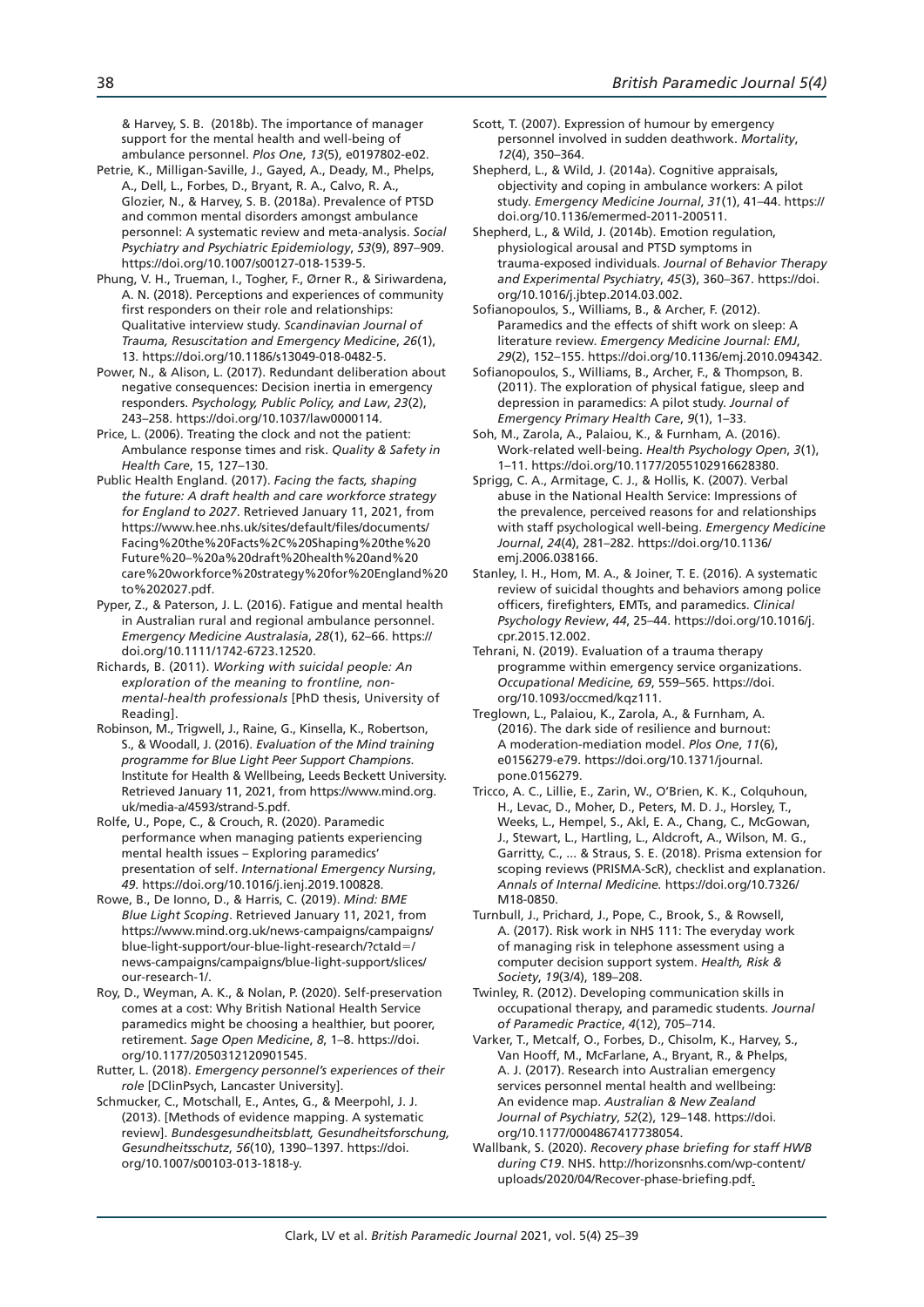& Harvey, S. B. (2018b). The importance of manager support for the mental health and well-being of ambulance personnel. *Plos One*, *13*(5), e0197802-e02.

Petrie, K., Milligan-Saville, J., Gayed, A., Deady, M., Phelps, A., Dell, L., Forbes, D., Bryant, R. A., Calvo, R. A., Glozier, N., & Harvey, S. B. (2018a). Prevalence of PTSD and common mental disorders amongst ambulance personnel: A systematic review and meta-analysis. *Social Psychiatry and Psychiatric Epidemiology*, *53*(9), 897–909. https://doi.org/10.1007/s00127-018-1539-5.

Phung, V. H., Trueman, I., Togher, F., Ørner R., & Siriwardena, A. N. (2018). Perceptions and experiences of community first responders on their role and relationships: Qualitative interview study. *Scandinavian Journal of Trauma, Resuscitation and Emergency Medicine*, *26*(1), 13. https://doi.org/10.1186/s13049-018-0482-5.

Power, N., & Alison, L. (2017). Redundant deliberation about negative consequences: Decision inertia in emergency responders. *Psychology, Public Policy, and Law*, *23*(2), 243–258. https://doi.org/10.1037/law0000114.

Price, L. (2006). Treating the clock and not the patient: Ambulance response times and risk. *Quality & Safety in Health Care*, 15, 127–130.

Public Health England. (2017). *Facing the facts, shaping the future: A draft health and care workforce strategy for England to 2027*. Retrieved January 11, 2021, from https://www.hee.nhs.uk/sites/default/files/documents/Facing%20the%20Facts%2C%20Shaping%20the%20Future%20–%20a%20draft%20health%20and%20care%20workforce%20strategy%20for%20England%20to%202027.pdf.

Pyper, Z., & Paterson, J. L. (2016). Fatigue and mental health in Australian rural and regional ambulance personnel. *Emergency Medicine Australasia*, *28*(1), 62–66. https://doi.org/10.1111/1742-6723.12520.

Richards, B. (2011). *Working with suicidal people: An exploration of the meaning to frontline, non-mental-health professionals* [PhD thesis, University of Reading].

Robinson, M., Trigwell, J., Raine, G., Kinsella, K., Robertson, S., & Woodall, J. (2016). *Evaluation of the Mind training programme for Blue Light Peer Support Champions.* Institute for Health & Wellbeing, Leeds Beckett University. Retrieved January 11, 2021, from https://www.mind.org.uk/media-a/4593/strand-5.pdf.

Rolfe, U., Pope, C., & Crouch, R. (2020). Paramedic performance when managing patients experiencing mental health issues – Exploring paramedics' presentation of self. *International Emergency Nursing*, *49*. https://doi.org/10.1016/j.ienj.2019.100828.

Rowe, B., De Ionno, D., & Harris, C. (2019). *Mind: BME Blue Light Scoping*. Retrieved January 11, 2021, from https://www.mind.org.uk/news-campaigns/campaigns/blue-light-support/our-blue-light-research/?ctald=/news-campaigns/campaigns/blue-light-support/slices/our-research-1/.

Roy, D., Weyman, A. K., & Nolan, P. (2020). Self-preservation comes at a cost: Why British National Health Service paramedics might be choosing a healthier, but poorer, retirement. *Sage Open Medicine*, *8*, 1–8. https://doi.org/10.1177/2050312120901545.

Rutter, L. (2018). *Emergency personnel's experiences of their role* [DClinPsych, Lancaster University].

Schmucker, C., Motschall, E., Antes, G., & Meerpohl, J. J. (2013). [Methods of evidence mapping. A systematic review]. *Bundesgesundheitsblatt, Gesundheitsforschung, Gesundheitsschutz*, *56*(10), 1390–1397. https://doi.org/10.1007/s00103-013-1818-y.

Scott, T. (2007). Expression of humour by emergency personnel involved in sudden deathwork. *Mortality*, *12*(4), 350–364.

Shepherd, L., & Wild, J. (2014a). Cognitive appraisals, objectivity and coping in ambulance workers: A pilot study. *Emergency Medicine Journal*, *31*(1), 41–44. https://doi.org/10.1136/emermed-2011-200511.

Shepherd, L., & Wild, J. (2014b). Emotion regulation, physiological arousal and PTSD symptoms in trauma-exposed individuals. *Journal of Behavior Therapy and Experimental Psychiatry*, *45*(3), 360–367. https://doi.org/10.1016/j.jbtep.2014.03.002.

Sofianopoulos, S., Williams, B., & Archer, F. (2012). Paramedics and the effects of shift work on sleep: A literature review. *Emergency Medicine Journal: EMJ*, *29*(2), 152–155. https://doi.org/10.1136/emj.2010.094342.

Sofianopoulos, S., Williams, B., Archer, F., & Thompson, B. (2011). The exploration of physical fatigue, sleep and depression in paramedics: A pilot study. *Journal of Emergency Primary Health Care*, *9*(1), 1–33.

Soh, M., Zarola, A., Palaiou, K., & Furnham, A. (2016). Work-related well-being. *Health Psychology Open*, *3*(1), 1–11. https://doi.org/10.1177/2055102916628380.

Sprigg, C. A., Armitage, C. J., & Hollis, K. (2007). Verbal abuse in the National Health Service: Impressions of the prevalence, perceived reasons for and relationships with staff psychological well-being. *Emergency Medicine Journal*, *24*(4), 281–282. https://doi.org/10.1136/emj.2006.038166.

Stanley, I. H., Hom, M. A., & Joiner, T. E. (2016). A systematic review of suicidal thoughts and behaviors among police officers, firefighters, EMTs, and paramedics. *Clinical Psychology Review*, *44*, 25–44. https://doi.org/10.1016/j.cpr.2015.12.002.

Tehrani, N. (2019). Evaluation of a trauma therapy programme within emergency service organizations. *Occupational Medicine, 69*, 559–565. https://doi.org/10.1093/occmed/kqz111.

Treglown, L., Palaiou, K., Zarola, A., & Furnham, A. (2016). The dark side of resilience and burnout: A moderation-mediation model. *Plos One*, *11*(6), e0156279-e79. https://doi.org/10.1371/journal.pone.0156279.

Tricco, A. C., Lillie, E., Zarin, W., O'Brien, K. K., Colquhoun, H., Levac, D., Moher, D., Peters, M. D. J., Horsley, T., Weeks, L., Hempel, S., Akl, E. A., Chang, C., McGowan, J., Stewart, L., Hartling, L., Aldcroft, A., Wilson, M. G., Garritty, C., ... & Straus, S. E. (2018). Prisma extension for scoping reviews (PRISMA-ScR), checklist and explanation. *Annals of Internal Medicine.* https://doi.org/10.7326/M18-0850.

Turnbull, J., Prichard, J., Pope, C., Brook, S., & Rowsell, A. (2017). Risk work in NHS 111: The everyday work of managing risk in telephone assessment using a computer decision support system. *Health, Risk & Society*, *19*(3/4), 189–208.

Twinley, R. (2012). Developing communication skills in occupational therapy, and paramedic students. *Journal of Paramedic Practice*, *4*(12), 705–714.

Varker, T., Metcalf, O., Forbes, D., Chisolm, K., Harvey, S., Van Hooff, M., McFarlane, A., Bryant, R., & Phelps, A. J. (2017). Research into Australian emergency services personnel mental health and wellbeing: An evidence map. *Australian & New Zealand Journal of Psychiatry*, *52*(2), 129–148. https://doi.org/10.1177/0004867417738054.

Wallbank, S. (2020). *Recovery phase briefing for staff HWB during C19*. NHS. http://horizonsnhs.com/wp-content/uploads/2020/04/Recover-phase-briefing.pdf.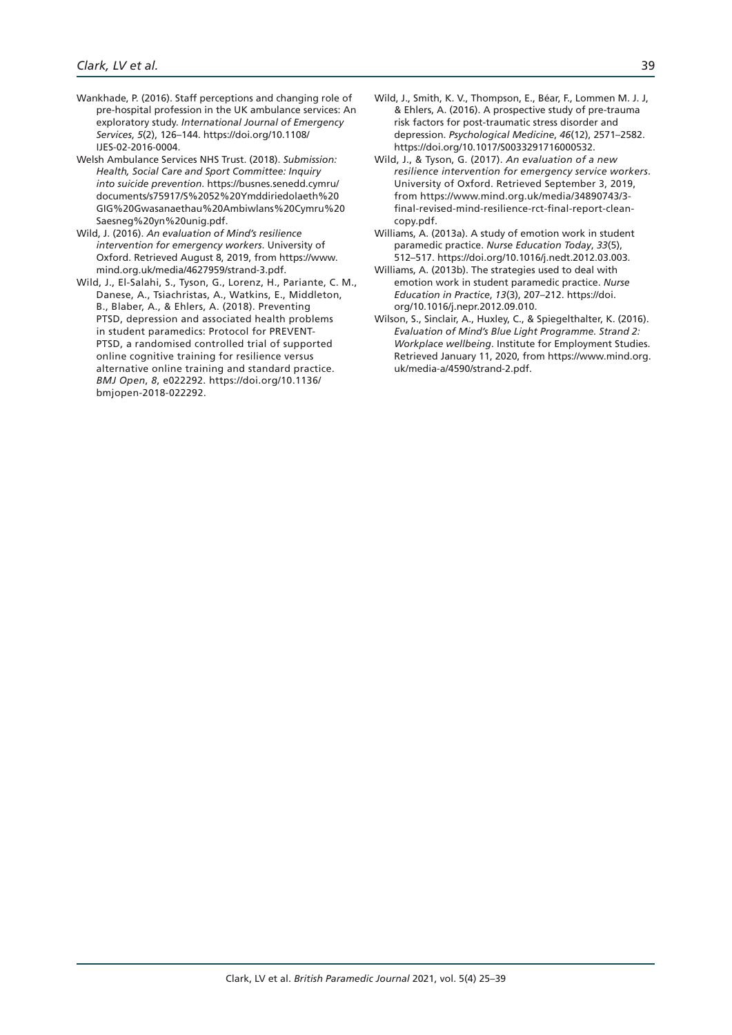Wankhade, P. (2016). Staff perceptions and changing role of pre-hospital profession in the UK ambulance services: An exploratory study. *International Journal of Emergency Services*, *5*(2), 126–144. https://doi.org/10.1108/IJES-02-2016-0004.

Welsh Ambulance Services NHS Trust. (2018). *Submission: Health, Social Care and Sport Committee: Inquiry into suicide prevention*. https://busnes.senedd.cymru/documents/s75917/S%2052%20Ymddiriedolaeth%20GIG%20Gwasanaethau%20Ambiwlans%20Cymru%20Saesneg%20yn%20unig.pdf.

Wild, J. (2016). *An evaluation of Mind's resilience intervention for emergency workers*. University of Oxford. Retrieved August 8, 2019, from https://www.mind.org.uk/media/4627959/strand-3.pdf.

Wild, J., El-Salahi, S., Tyson, G., Lorenz, H., Pariante, C. M., Danese, A., Tsiachristas, A., Watkins, E., Middleton, B., Blaber, A., & Ehlers, A. (2018). Preventing PTSD, depression and associated health problems in student paramedics: Protocol for PREVENT-PTSD, a randomised controlled trial of supported online cognitive training for resilience versus alternative online training and standard practice. *BMJ Open*, *8*, e022292. https://doi.org/10.1136/bmjopen-2018-022292.

Wild, J., Smith, K. V., Thompson, E., Béar, F., Lommen M. J. J, & Ehlers, A. (2016). A prospective study of pre-trauma risk factors for post-traumatic stress disorder and depression. *Psychological Medicine*, *46*(12), 2571–2582. https://doi.org/10.1017/S0033291716000532.

Wild, J., & Tyson, G. (2017). *An evaluation of a new resilience intervention for emergency service workers*. University of Oxford. Retrieved September 3, 2019, from https://www.mind.org.uk/media/34890743/3-final-revised-mind-resilience-rct-final-report-clean-copy.pdf.

Williams, A. (2013a). A study of emotion work in student paramedic practice. *Nurse Education Today*, *33*(5), 512–517. https://doi.org/10.1016/j.nedt.2012.03.003.

Williams, A. (2013b). The strategies used to deal with emotion work in student paramedic practice. *Nurse Education in Practice*, *13*(3), 207–212. https://doi.org/10.1016/j.nepr.2012.09.010.

Wilson, S., Sinclair, A., Huxley, C., & Spiegelthalter, K. (2016). *Evaluation of Mind's Blue Light Programme. Strand 2: Workplace wellbeing*. Institute for Employment Studies. Retrieved January 11, 2020, from https://www.mind.org.uk/media-a/4590/strand-2.pdf.